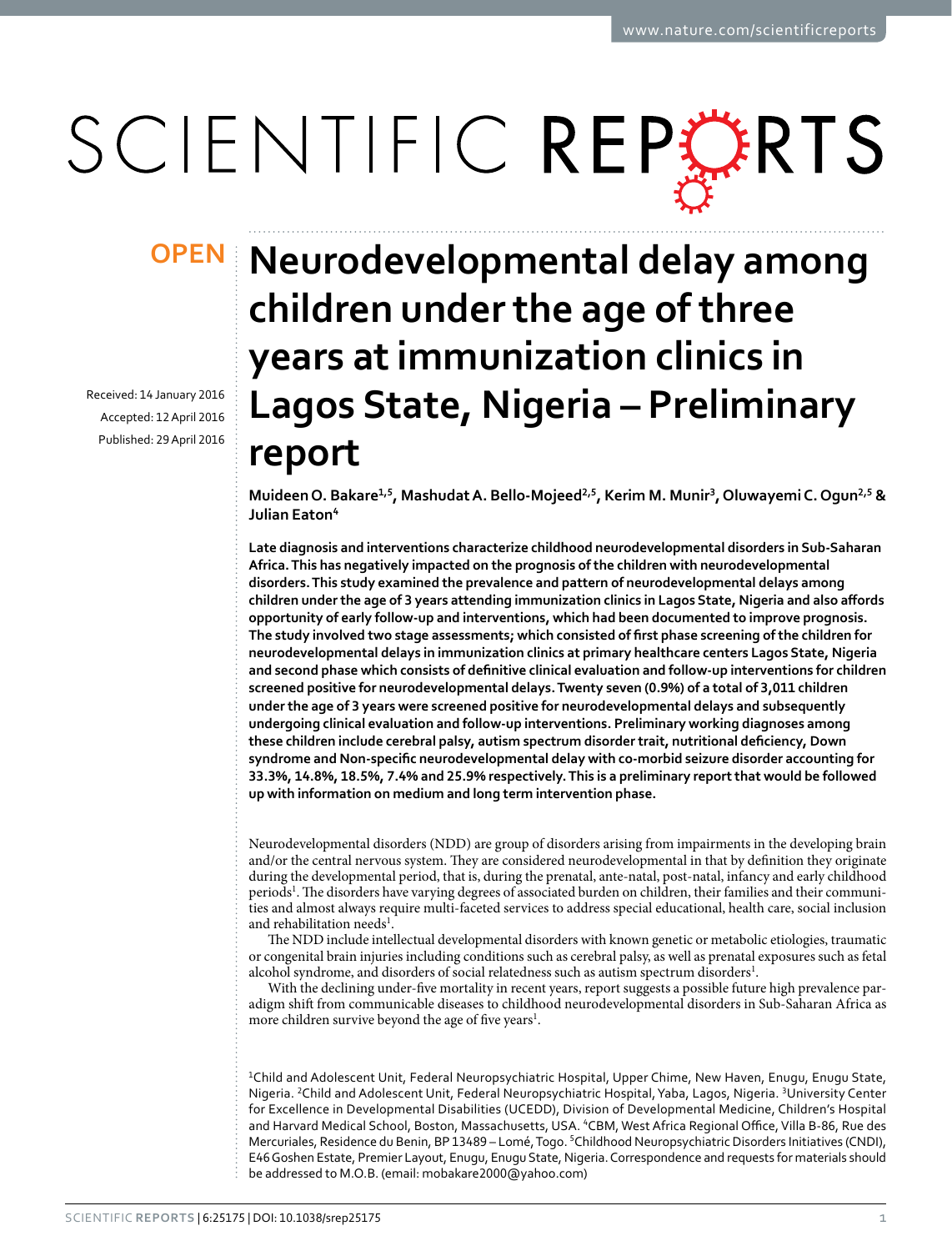OPEN

# Neurodevelopmental delay among children under the age of three years at immunization clinics in Lagos State, Nigeria – Preliminary report

Received: 14 January 2016
Accepted: 12 April 2016
Published: 29 April 2016

**Muideen O. Bakare[1,5], Mashudat A. Bello-Mojeed[2,5], Kerim M. Munir[3], Oluwayemi C. Ogun[2,5] & Julian Eaton[4]**

**Late diagnosis and interventions characterize childhood neurodevelopmental disorders in Sub-Saharan Africa. This has negatively impacted on the prognosis of the children with neurodevelopmental disorders. This study examined the prevalence and pattern of neurodevelopmental delays among children under the age of 3 years attending immunization clinics in Lagos State, Nigeria and also affords opportunity of early follow-up and interventions, which had been documented to improve prognosis. The study involved two stage assessments; which consisted of first phase screening of the children for neurodevelopmental delays in immunization clinics at primary healthcare centers Lagos State, Nigeria and second phase which consists of definitive clinical evaluation and follow-up interventions for children screened positive for neurodevelopmental delays. Twenty seven (0.9%) of a total of 3,011 children under the age of 3 years were screened positive for neurodevelopmental delays and subsequently undergoing clinical evaluation and follow-up interventions. Preliminary working diagnoses among these children include cerebral palsy, autism spectrum disorder trait, nutritional deficiency, Down syndrome and Non-specific neurodevelopmental delay with co-morbid seizure disorder accounting for 33.3%, 14.8%, 18.5%, 7.4% and 25.9% respectively. This is a preliminary report that would be followed up with information on medium and long term intervention phase.**

Neurodevelopmental disorders (NDD) are group of disorders arising from impairments in the developing brain and/or the central nervous system. They are considered neurodevelopmental in that by definition they originate during the developmental period, that is, during the prenatal, ante-natal, post-natal, infancy and early childhood periods[1]. The disorders have varying degrees of associated burden on children, their families and their communities and almost always require multi-faceted services to address special educational, health care, social inclusion and rehabilitation needs[1].

The NDD include intellectual developmental disorders with known genetic or metabolic etiologies, traumatic or congenital brain injuries including conditions such as cerebral palsy, as well as prenatal exposures such as fetal alcohol syndrome, and disorders of social relatedness such as autism spectrum disorders[1].

With the declining under-five mortality in recent years, report suggests a possible future high prevalence paradigm shift from communicable diseases to childhood neurodevelopmental disorders in Sub-Saharan Africa as more children survive beyond the age of five years[1].

[1]Child and Adolescent Unit, Federal Neuropsychiatric Hospital, Upper Chime, New Haven, Enugu, Enugu State, Nigeria. [2]Child and Adolescent Unit, Federal Neuropsychiatric Hospital, Yaba, Lagos, Nigeria. [3]University Center for Excellence in Developmental Disabilities (UCEDD), Division of Developmental Medicine, Children's Hospital and Harvard Medical School, Boston, Massachusetts, USA. [4]CBM, West Africa Regional Office, Villa B-86, Rue des Mercuriales, Residence du Benin, BP 13489 – Lomé, Togo. [5]Childhood Neuropsychiatric Disorders Initiatives (CNDI), E46 Goshen Estate, Premier Layout, Enugu, Enugu State, Nigeria. Correspondence and requests for materials should be addressed to M.O.B. (email: mobakare2000@yahoo.com)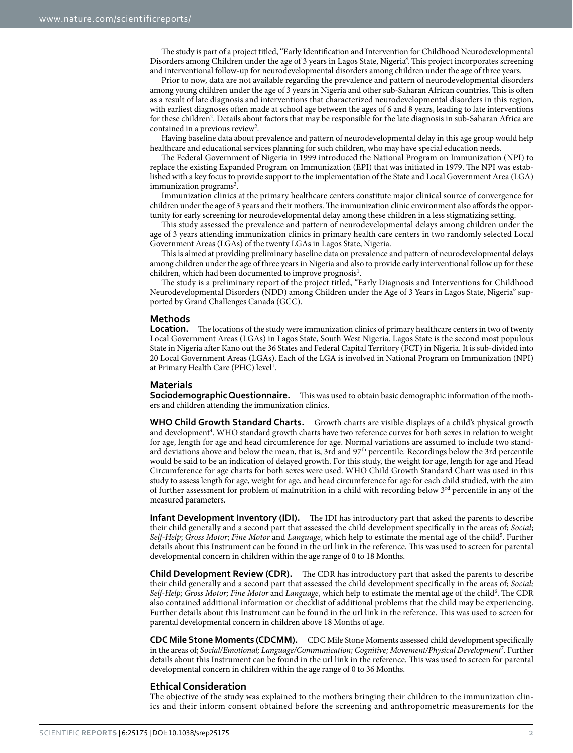The study is part of a project titled, "Early Identification and Intervention for Childhood Neurodevelopmental Disorders among Children under the age of 3 years in Lagos State, Nigeria". This project incorporates screening and interventional follow-up for neurodevelopmental disorders among children under the age of three years.

Prior to now, data are not available regarding the prevalence and pattern of neurodevelopmental disorders among young children under the age of 3 years in Nigeria and other sub-Saharan African countries. This is often as a result of late diagnosis and interventions that characterized neurodevelopmental disorders in this region, with earliest diagnoses often made at school age between the ages of 6 and 8 years, leading to late interventions for these children[2]. Details about factors that may be responsible for the late diagnosis in sub-Saharan Africa are contained in a previous review[2].

Having baseline data about prevalence and pattern of neurodevelopmental delay in this age group would help healthcare and educational services planning for such children, who may have special education needs.

The Federal Government of Nigeria in 1999 introduced the National Program on Immunization (NPI) to replace the existing Expanded Program on Immunization (EPI) that was initiated in 1979. The NPI was established with a key focus to provide support to the implementation of the State and Local Government Area (LGA) immunization programs[3].

Immunization clinics at the primary healthcare centers constitute major clinical source of convergence for children under the age of 3 years and their mothers. The immunization clinic environment also affords the opportunity for early screening for neurodevelopmental delay among these children in a less stigmatizing setting.

This study assessed the prevalence and pattern of neurodevelopmental delays among children under the age of 3 years attending immunization clinics in primary health care centers in two randomly selected Local Government Areas (LGAs) of the twenty LGAs in Lagos State, Nigeria.

This is aimed at providing preliminary baseline data on prevalence and pattern of neurodevelopmental delays among children under the age of three years in Nigeria and also to provide early interventional follow up for these children, which had been documented to improve prognosis[1].

The study is a preliminary report of the project titled, "Early Diagnosis and Interventions for Childhood Neurodevelopmental Disorders (NDD) among Children under the Age of 3 Years in Lagos State, Nigeria" supported by Grand Challenges Canada (GCC).

## Methods

**Location.** The locations of the study were immunization clinics of primary healthcare centers in two of twenty Local Government Areas (LGAs) in Lagos State, South West Nigeria. Lagos State is the second most populous State in Nigeria after Kano out the 36 States and Federal Capital Territory (FCT) in Nigeria. It is sub-divided into 20 Local Government Areas (LGAs). Each of the LGA is involved in National Program on Immunization (NPI) at Primary Health Care (PHC) level[1].

## Materials

**Sociodemographic Questionnaire.** This was used to obtain basic demographic information of the mothers and children attending the immunization clinics.

**WHO Child Growth Standard Charts.** Growth charts are visible displays of a child's physical growth and development[4]. WHO standard growth charts have two reference curves for both sexes in relation to weight for age, length for age and head circumference for age. Normal variations are assumed to include two standard deviations above and below the mean, that is, 3rd and 97th percentile. Recordings below the 3rd percentile would be said to be an indication of delayed growth. For this study, the weight for age, length for age and Head Circumference for age charts for both sexes were used. WHO Child Growth Standard Chart was used in this study to assess length for age, weight for age, and head circumference for age for each child studied, with the aim of further assessment for problem of malnutrition in a child with recording below 3rd percentile in any of the measured parameters.

**Infant Development Inventory (IDI).** The IDI has introductory part that asked the parents to describe their child generally and a second part that assessed the child development specifically in the areas of; *Social*; *Self-Help*; *Gross Motor*; *Fine Motor* and *Language*, which help to estimate the mental age of the child[5]. Further details about this Instrument can be found in the url link in the reference. This was used to screen for parental developmental concern in children within the age range of 0 to 18 Months.

**Child Development Review (CDR).** The CDR has introductory part that asked the parents to describe their child generally and a second part that assessed the child development specifically in the areas of; *Social; Self-Help; Gross Motor; Fine Motor* and *Language*, which help to estimate the mental age of the child[6]. The CDR also contained additional information or checklist of additional problems that the child may be experiencing. Further details about this Instrument can be found in the url link in the reference. This was used to screen for parental developmental concern in children above 18 Months of age.

**CDC Mile Stone Moments (CDCMM).** CDC Mile Stone Moments assessed child development specifically in the areas of; *Social/Emotional; Language/Communication; Cognitive; Movement/Physical Development*[7]. Further details about this Instrument can be found in the url link in the reference. This was used to screen for parental developmental concern in children within the age range of 0 to 36 Months.

## Ethical Consideration

The objective of the study was explained to the mothers bringing their children to the immunization clinics and their inform consent obtained before the screening and anthropometric measurements for the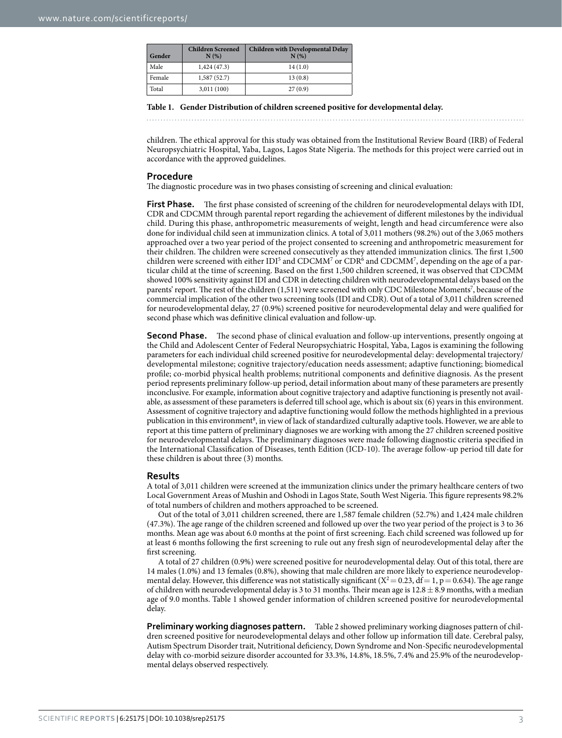| Gender | Children Screened N (%) | Children with Developmental Delay N (%) |
|---|---|---|
| Male | 1,424 (47.3) | 14 (1.0) |
| Female | 1,587 (52.7) | 13 (0.8) |
| Total | 3,011 (100) | 27 (0.9) |

**Table 1. Gender Distribution of children screened positive for developmental delay.**

children. The ethical approval for this study was obtained from the Institutional Review Board (IRB) of Federal Neuropsychiatric Hospital, Yaba, Lagos, Lagos State Nigeria. The methods for this project were carried out in accordance with the approved guidelines.

## Procedure

The diagnostic procedure was in two phases consisting of screening and clinical evaluation:

**First Phase.** The first phase consisted of screening of the children for neurodevelopmental delays with IDI, CDR and CDCMM through parental report regarding the achievement of different milestones by the individual child. During this phase, anthropometric measurements of weight, length and head circumference were also done for individual child seen at immunization clinics. A total of 3,011 mothers (98.2%) out of the 3,065 mothers approached over a two year period of the project consented to screening and anthropometric measurement for their children. The children were screened consecutively as they attended immunization clinics. The first 1,500 children were screened with either IDI[5] and CDCMM[7] or CDR[6] and CDCMM[7], depending on the age of a particular child at the time of screening. Based on the first 1,500 children screened, it was observed that CDCMM showed 100% sensitivity against IDI and CDR in detecting children with neurodevelopmental delays based on the parents' report. The rest of the children (1,511) were screened with only CDC Milestone Moments[7], because of the commercial implication of the other two screening tools (IDI and CDR). Out of a total of 3,011 children screened for neurodevelopmental delay, 27 (0.9%) screened positive for neurodevelopmental delay and were qualified for second phase which was definitive clinical evaluation and follow-up.

**Second Phase.** The second phase of clinical evaluation and follow-up interventions, presently ongoing at the Child and Adolescent Center of Federal Neuropsychiatric Hospital, Yaba, Lagos, is examining the following parameters for each individual child screened positive for neurodevelopmental delay: developmental trajectory/developmental milestone; cognitive trajectory/education needs assessment; adaptive functioning; biomedical profile; co-morbid physical health problems; nutritional components and definitive diagnosis. As the present period represents preliminary follow-up period, detail information about many of these parameters are presently inconclusive. For example, information about cognitive trajectory and adaptive functioning is presently not available, as assessment of these parameters is deferred till school age, which is about six (6) years in this environment. Assessment of cognitive trajectory and adaptive functioning would follow the methods highlighted in a previous publication in this environment[8], in view of lack of standardized culturally adaptive tools. However, we are able to report at this time pattern of preliminary diagnoses we are working with among the 27 children screened positive for neurodevelopmental delays. The preliminary diagnoses were made following diagnostic criteria specified in the International Classification of Diseases, tenth Edition (ICD-10). The average follow-up period till date for these children is about three (3) months.

## Results

A total of 3,011 children were screened at the immunization clinics under the primary healthcare centers of two Local Government Areas of Mushin and Oshodi in Lagos State, South West Nigeria. This figure represents 98.2% of total numbers of children and mothers approached to be screened.

Out of the total of 3,011 children screened, there are 1,587 female children (52.7%) and 1,424 male children (47.3%). The age range of the children screened and followed up over the two year period of the project is 3 to 36 months. Mean age was about 6.0 months at the point of first screening. Each child screened was followed up for at least 6 months following the first screening to rule out any fresh sign of neurodevelopmental delay after the first screening.

A total of 27 children (0.9%) were screened positive for neurodevelopmental delay. Out of this total, there are 14 males (1.0%) and 13 females (0.8%), showing that male children are more likely to experience neurodevelopmental delay. However, this difference was not statistically significant ($X^2 = 0.23$, $df = 1$, $p = 0.634$). The age range of children with neurodevelopmental delay is 3 to 31 months. Their mean age is $12.8 \pm 8.9$ months, with a median age of 9.0 months. Table 1 showed gender information of children screened positive for neurodevelopmental delay.

**Preliminary working diagnoses pattern.** Table 2 showed preliminary working diagnoses pattern of children screened positive for neurodevelopmental delays and other follow up information till date. Cerebral palsy, Autism Spectrum Disorder trait, Nutritional deficiency, Down Syndrome and Non-Specific neurodevelopmental delay with co-morbid seizure disorder accounted for 33.3%, 14.8%, 18.5%, 7.4% and 25.9% of the neurodevelopmental delays observed respectively.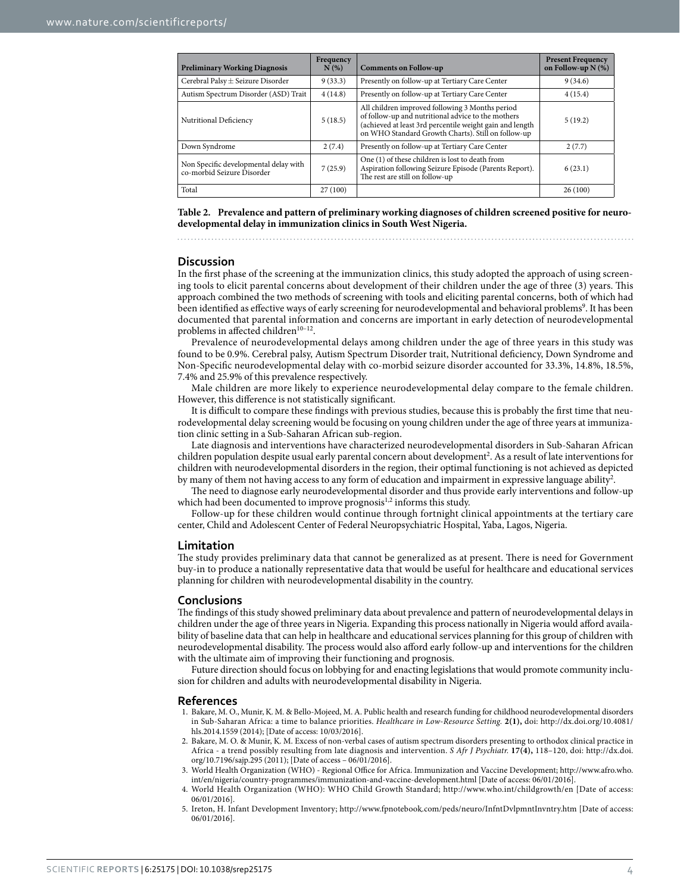| Preliminary Working Diagnosis | Frequency N (%) | Comments on Follow-up | Present Frequency on Follow-up N (%) |
|---|---|---|---|
| Cerebral Palsy ± Seizure Disorder | 9 (33.3) | Presently on follow-up at Tertiary Care Center | 9 (34.6) |
| Autism Spectrum Disorder (ASD) Trait | 4 (14.8) | Presently on follow-up at Tertiary Care Center | 4 (15.4) |
| Nutritional Deficiency | 5 (18.5) | All children improved following 3 Months period of follow-up and nutritional advice to the mothers (achieved at least 3rd percentile weight gain and length on WHO Standard Growth Charts). Still on follow-up | 5 (19.2) |
| Down Syndrome | 2 (7.4) | Presently on follow-up at Tertiary Care Center | 2 (7.7) |
| Non Specific developmental delay with co-morbid Seizure Disorder | 7 (25.9) | One (1) of these children is lost to death from Aspiration following Seizure Episode (Parents Report). The rest are still on follow-up | 6 (23.1) |
| Total | 27 (100) | | 26 (100) |

**Table 2. Prevalence and pattern of preliminary working diagnoses of children screened positive for neurodevelopmental delay in immunization clinics in South West Nigeria.**

## Discussion

In the first phase of the screening at the immunization clinics, this study adopted the approach of using screening tools to elicit parental concerns about development of their children under the age of three (3) years. This approach combined the two methods of screening with tools and eliciting parental concerns, both of which had been identified as effective ways of early screening for neurodevelopmental and behavioral problems[9]. It has been documented that parental information and concerns are important in early detection of neurodevelopmental problems in affected children[10–12].

Prevalence of neurodevelopmental delays among children under the age of three years in this study was found to be 0.9%. Cerebral palsy, Autism Spectrum Disorder trait, Nutritional deficiency, Down Syndrome and Non-Specific neurodevelopmental delay with co-morbid seizure disorder accounted for 33.3%, 14.8%, 18.5%, 7.4% and 25.9% of this prevalence respectively.

Male children are more likely to experience neurodevelopmental delay compare to the female children. However, this difference is not statistically significant.

It is difficult to compare these findings with previous studies, because this is probably the first time that neurodevelopmental delay screening would be focusing on young children under the age of three years at immunization clinic setting in a Sub-Saharan African sub-region.

Late diagnosis and interventions have characterized neurodevelopmental disorders in Sub-Saharan African children population despite usual early parental concern about development[2]. As a result of late interventions for children with neurodevelopmental disorders in the region, their optimal functioning is not achieved as depicted by many of them not having access to any form of education and impairment in expressive language ability[2].

The need to diagnose early neurodevelopmental disorder and thus provide early interventions and follow-up which had been documented to improve prognosis[1,2] informs this study.

Follow-up for these children would continue through fortnight clinical appointments at the tertiary care center, Child and Adolescent Center of Federal Neuropsychiatric Hospital, Yaba, Lagos, Nigeria.

## Limitation

The study provides preliminary data that cannot be generalized as at present. There is need for Government buy-in to produce a nationally representative data that would be useful for healthcare and educational services planning for children with neurodevelopmental disability in the country.

## Conclusions

The findings of this study showed preliminary data about prevalence and pattern of neurodevelopmental delays in children under the age of three years in Nigeria. Expanding this process nationally in Nigeria would afford availability of baseline data that can help in healthcare and educational services planning for this group of children with neurodevelopmental disability. The process would also afford early follow-up and interventions for the children with the ultimate aim of improving their functioning and prognosis.

Future direction should focus on lobbying for and enacting legislations that would promote community inclusion for children and adults with neurodevelopmental disability in Nigeria.

## References

1. Bakare, M. O., Munir, K. M. & Bello-Mojeed, M. A. Public health and research funding for childhood neurodevelopmental disorders in Sub-Saharan Africa: a time to balance priorities. *Healthcare in Low-Resource Setting.* **2(1),** doi: http://dx.doi.org/10.4081/hls.2014.1559 (2014); [Date of access: 10/03/2016].
2. Bakare, M. O. & Munir, K. M. Excess of non-verbal cases of autism spectrum disorders presenting to orthodox clinical practice in Africa - a trend possibly resulting from late diagnosis and intervention. *S Afr J Psychiatr.* **17(4),** 118–120, doi: http://dx.doi.org/10.7196/sajp.295 (2011); [Date of access – 06/01/2016].
3. World Health Organization (WHO) - Regional Office for Africa. Immunization and Vaccine Development; http://www.afro.who.int/en/nigeria/country-programmes/immunization-and-vaccine-development.html [Date of access: 06/01/2016].
4. World Health Organization (WHO): WHO Child Growth Standard; http://www.who.int/childgrowth/en [Date of access: 06/01/2016].
5. Ireton, H. Infant Development Inventory; http://www.fpnotebook.com/peds/neuro/InfntDvlpmntInvntry.htm [Date of access: 06/01/2016].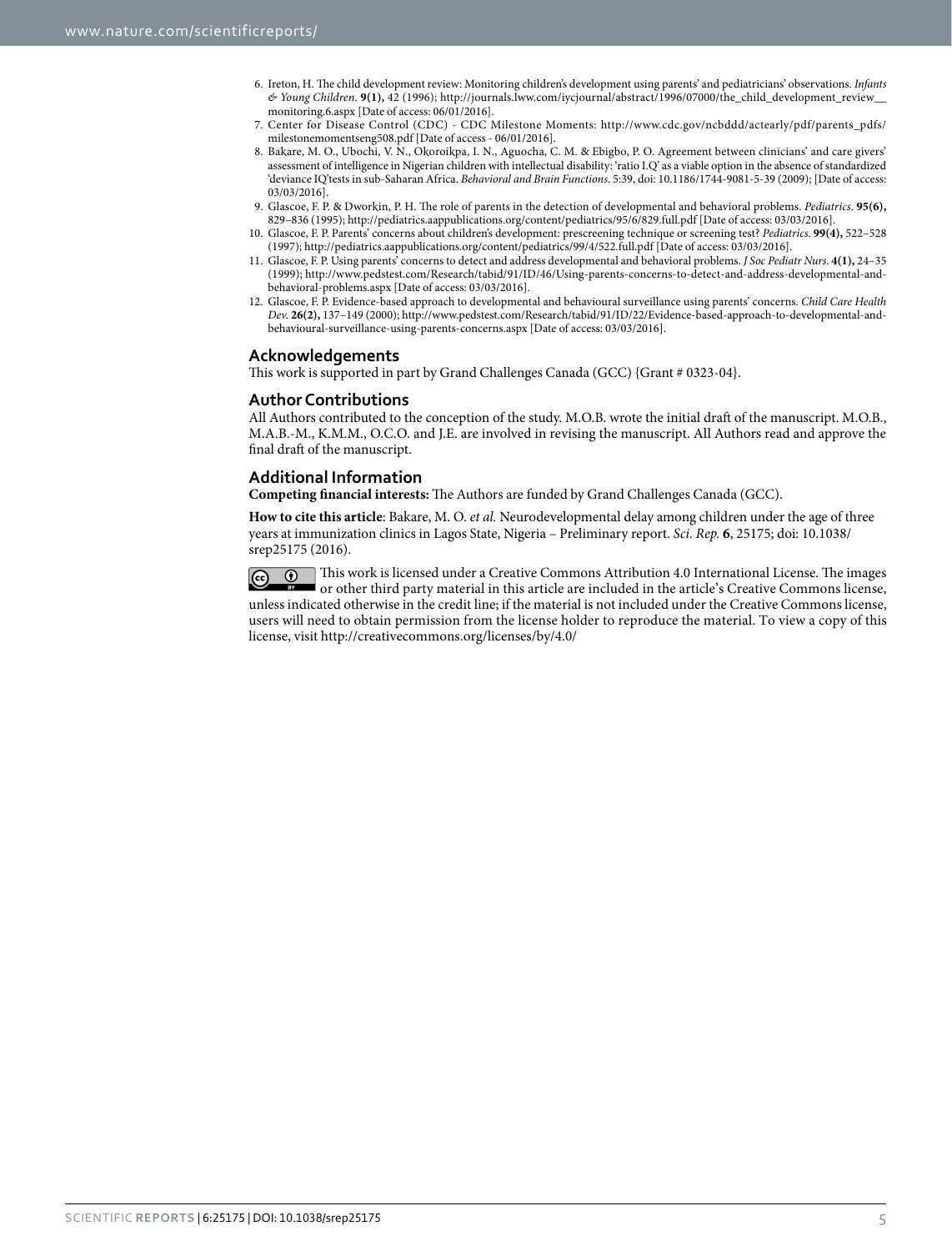6. Ireton, H. The child development review: Monitoring children's development using parents' and pediatricians' observations. *Infants & Young Children.* **9(1),** 42 (1996); http://journals.lww.com/iycjournal/abstract/1996/07000/the_child_development_review__monitoring.6.aspx [Date of access: 06/01/2016].
7. Center for Disease Control (CDC) - CDC Milestone Moments: http://www.cdc.gov/ncbddd/actearly/pdf/parents_pdfs/milestonemomentseng508.pdf [Date of access - 06/01/2016].
8. Bakare, M. O., Ubochi, V. N., Okoroikpa, I. N., Aguocha, C. M. & Ebigbo, P. O. Agreement between clinicians' and care givers' assessment of intelligence in Nigerian children with intellectual disability: 'ratio I.Q' as a viable option in the absence of standardized 'deviance IQ'tests in sub-Saharan Africa. *Behavioral and Brain Functions*. 5:39, doi: 10.1186/1744-9081-5-39 (2009); [Date of access: 03/03/2016].
9. Glascoe, F. P. & Dworkin, P. H. The role of parents in the detection of developmental and behavioral problems. *Pediatrics*. **95(6),** 829–836 (1995); http://pediatrics.aappublications.org/content/pediatrics/95/6/829.full.pdf [Date of access: 03/03/2016].
10. Glascoe, F. P. Parents' concerns about children's development: prescreening technique or screening test? *Pediatrics*. **99(4),** 522–528 (1997); http://pediatrics.aappublications.org/content/pediatrics/99/4/522.full.pdf [Date of access: 03/03/2016].
11. Glascoe, F. P. Using parents' concerns to detect and address developmental and behavioral problems. *J Soc Pediatr Nurs*. **4(1),** 24–35 (1999); http://www.pedstest.com/Research/tabid/91/ID/46/Using-parents-concerns-to-detect-and-address-developmental-and-behavioral-problems.aspx [Date of access: 03/03/2016].
12. Glascoe, F. P. Evidence-based approach to developmental and behavioural surveillance using parents' concerns. *Child Care Health Dev.* **26(2),** 137–149 (2000); http://www.pedstest.com/Research/tabid/91/ID/22/Evidence-based-approach-to-developmental-and-behavioural-surveillance-using-parents-concerns.aspx [Date of access: 03/03/2016].

## Acknowledgements

This work is supported in part by Grand Challenges Canada (GCC) {Grant # 0323-04}.

## Author Contributions

All Authors contributed to the conception of the study. M.O.B. wrote the initial draft of the manuscript. M.O.B., M.A.B.-M., K.M.M., O.C.O. and J.E. are involved in revising the manuscript. All Authors read and approve the final draft of the manuscript.

## Additional Information

**Competing financial interests:** The Authors are funded by Grand Challenges Canada (GCC).

**How to cite this article**: Bakare, M. O. *et al.* Neurodevelopmental delay among children under the age of three years at immunization clinics in Lagos State, Nigeria – Preliminary report. *Sci. Rep.* **6**, 25175; doi: 10.1038/srep25175 (2016).

This work is licensed under a Creative Commons Attribution 4.0 International License. The images or other third party material in this article are included in the article's Creative Commons license, unless indicated otherwise in the credit line; if the material is not included under the Creative Commons license, users will need to obtain permission from the license holder to reproduce the material. To view a copy of this license, visit http://creativecommons.org/licenses/by/4.0/